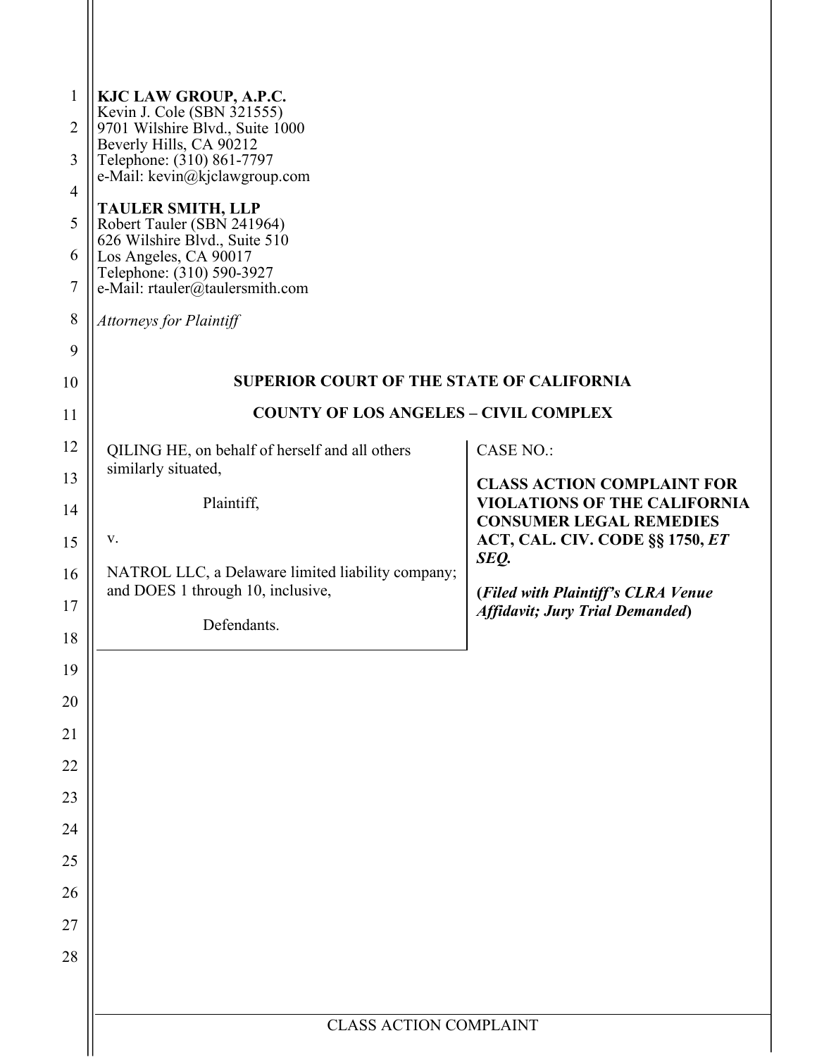**KJC LAW GROUP, A.P.C.**
Kevin J. Cole (SBN 321555)
9701 Wilshire Blvd., Suite 1000
Beverly Hills, CA 90212
Telephone: (310) 861-7797
e-Mail: kevin@kjclawgroup.com

**TAULER SMITH, LLP**
Robert Tauler (SBN 241964)
626 Wilshire Blvd., Suite 510
Los Angeles, CA 90017
Telephone: (310) 590-3927
e-Mail: rtauler@taulersmith.com

*Attorneys for Plaintiff*

**SUPERIOR COURT OF THE STATE OF CALIFORNIA**

**COUNTY OF LOS ANGELES – CIVIL COMPLEX**

QILING HE, on behalf of herself and all others similarly situated,

Plaintiff,

v.

NATROL LLC, a Delaware limited liability company; and DOES 1 through 10, inclusive,

Defendants.

CASE NO.:

**CLASS ACTION COMPLAINT FOR VIOLATIONS OF THE CALIFORNIA CONSUMER LEGAL REMEDIES ACT, CAL. CIV. CODE §§ 1750, *ET SEQ.***

**(*Filed with Plaintiff's CLRA Venue Affidavit; Jury Trial Demanded*)**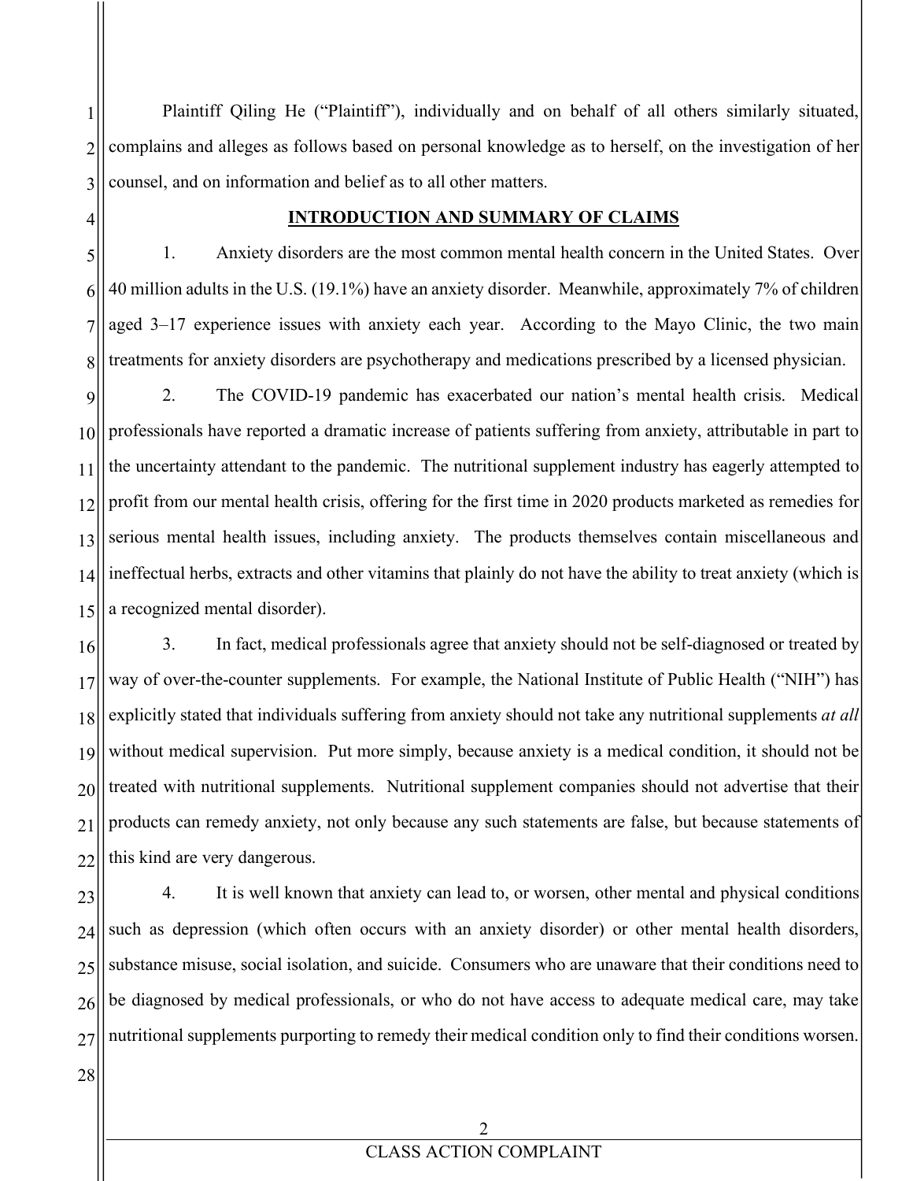Plaintiff Qiling He ("Plaintiff"), individually and on behalf of all others similarly situated, complains and alleges as follows based on personal knowledge as to herself, on the investigation of her counsel, and on information and belief as to all other matters.

## INTRODUCTION AND SUMMARY OF CLAIMS

1. Anxiety disorders are the most common mental health concern in the United States. Over 40 million adults in the U.S. (19.1%) have an anxiety disorder. Meanwhile, approximately 7% of children aged 3–17 experience issues with anxiety each year. According to the Mayo Clinic, the two main treatments for anxiety disorders are psychotherapy and medications prescribed by a licensed physician.

2. The COVID-19 pandemic has exacerbated our nation's mental health crisis. Medical professionals have reported a dramatic increase of patients suffering from anxiety, attributable in part to the uncertainty attendant to the pandemic. The nutritional supplement industry has eagerly attempted to profit from our mental health crisis, offering for the first time in 2020 products marketed as remedies for serious mental health issues, including anxiety. The products themselves contain miscellaneous and ineffectual herbs, extracts and other vitamins that plainly do not have the ability to treat anxiety (which is a recognized mental disorder).

3. In fact, medical professionals agree that anxiety should not be self-diagnosed or treated by way of over-the-counter supplements. For example, the National Institute of Public Health ("NIH") has explicitly stated that individuals suffering from anxiety should not take any nutritional supplements *at all* without medical supervision. Put more simply, because anxiety is a medical condition, it should not be treated with nutritional supplements. Nutritional supplement companies should not advertise that their products can remedy anxiety, not only because any such statements are false, but because statements of this kind are very dangerous.

4. It is well known that anxiety can lead to, or worsen, other mental and physical conditions such as depression (which often occurs with an anxiety disorder) or other mental health disorders, substance misuse, social isolation, and suicide. Consumers who are unaware that their conditions need to be diagnosed by medical professionals, or who do not have access to adequate medical care, may take nutritional supplements purporting to remedy their medical condition only to find their conditions worsen.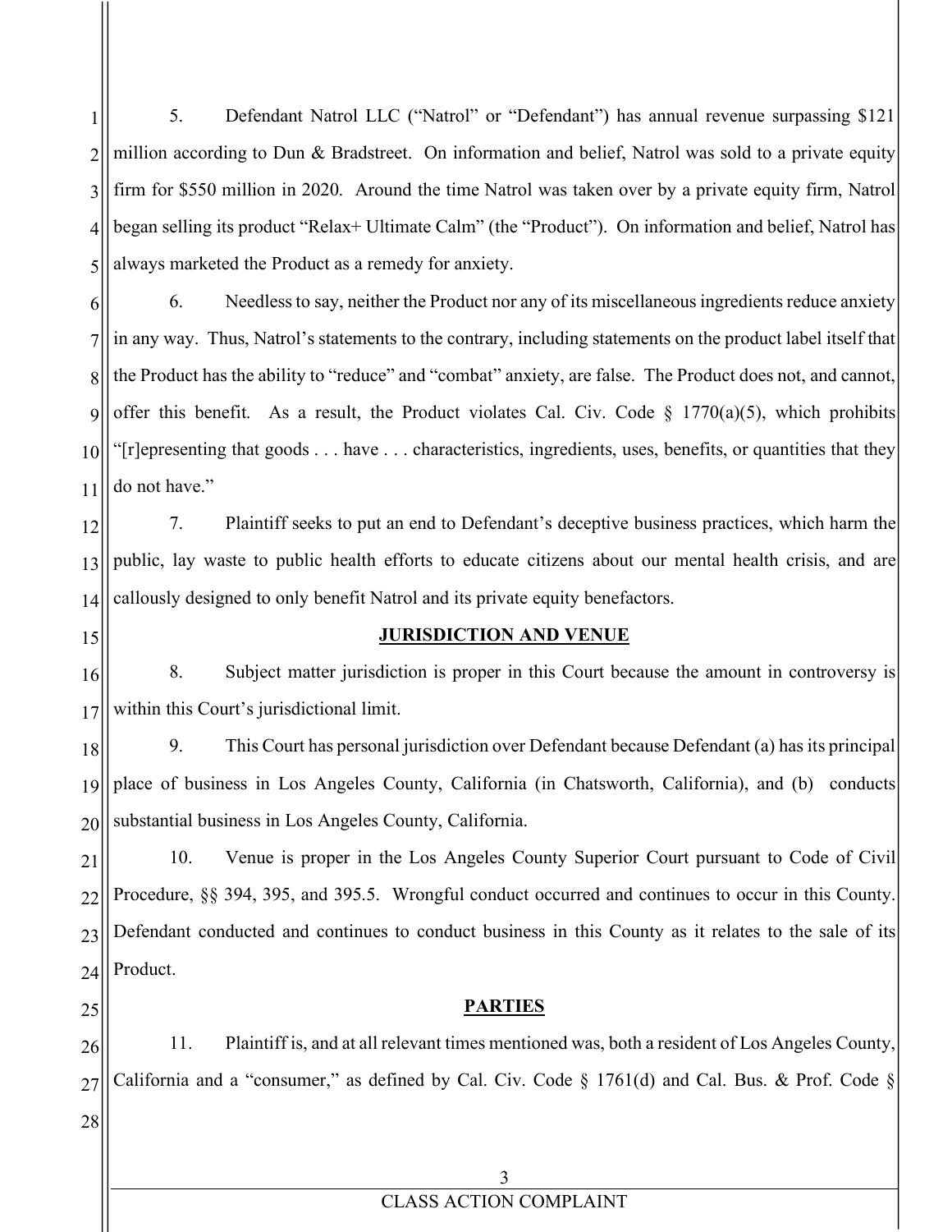5. Defendant Natrol LLC ("Natrol" or "Defendant") has annual revenue surpassing $121 million according to Dun & Bradstreet. On information and belief, Natrol was sold to a private equity firm for $550 million in 2020. Around the time Natrol was taken over by a private equity firm, Natrol began selling its product "Relax+ Ultimate Calm" (the "Product"). On information and belief, Natrol has always marketed the Product as a remedy for anxiety.

6. Needless to say, neither the Product nor any of its miscellaneous ingredients reduce anxiety in any way. Thus, Natrol's statements to the contrary, including statements on the product label itself that the Product has the ability to "reduce" and "combat" anxiety, are false. The Product does not, and cannot, offer this benefit. As a result, the Product violates Cal. Civ. Code § 1770(a)(5), which prohibits "[r]epresenting that goods . . . have . . . characteristics, ingredients, uses, benefits, or quantities that they do not have."

7. Plaintiff seeks to put an end to Defendant's deceptive business practices, which harm the public, lay waste to public health efforts to educate citizens about our mental health crisis, and are callously designed to only benefit Natrol and its private equity benefactors.

## JURISDICTION AND VENUE

8. Subject matter jurisdiction is proper in this Court because the amount in controversy is within this Court's jurisdictional limit.

9. This Court has personal jurisdiction over Defendant because Defendant (a) has its principal place of business in Los Angeles County, California (in Chatsworth, California), and (b) conducts substantial business in Los Angeles County, California.

10. Venue is proper in the Los Angeles County Superior Court pursuant to Code of Civil Procedure, §§ 394, 395, and 395.5. Wrongful conduct occurred and continues to occur in this County. Defendant conducted and continues to conduct business in this County as it relates to the sale of its Product.

## PARTIES

11. Plaintiff is, and at all relevant times mentioned was, both a resident of Los Angeles County, California and a "consumer," as defined by Cal. Civ. Code § 1761(d) and Cal. Bus. & Prof. Code §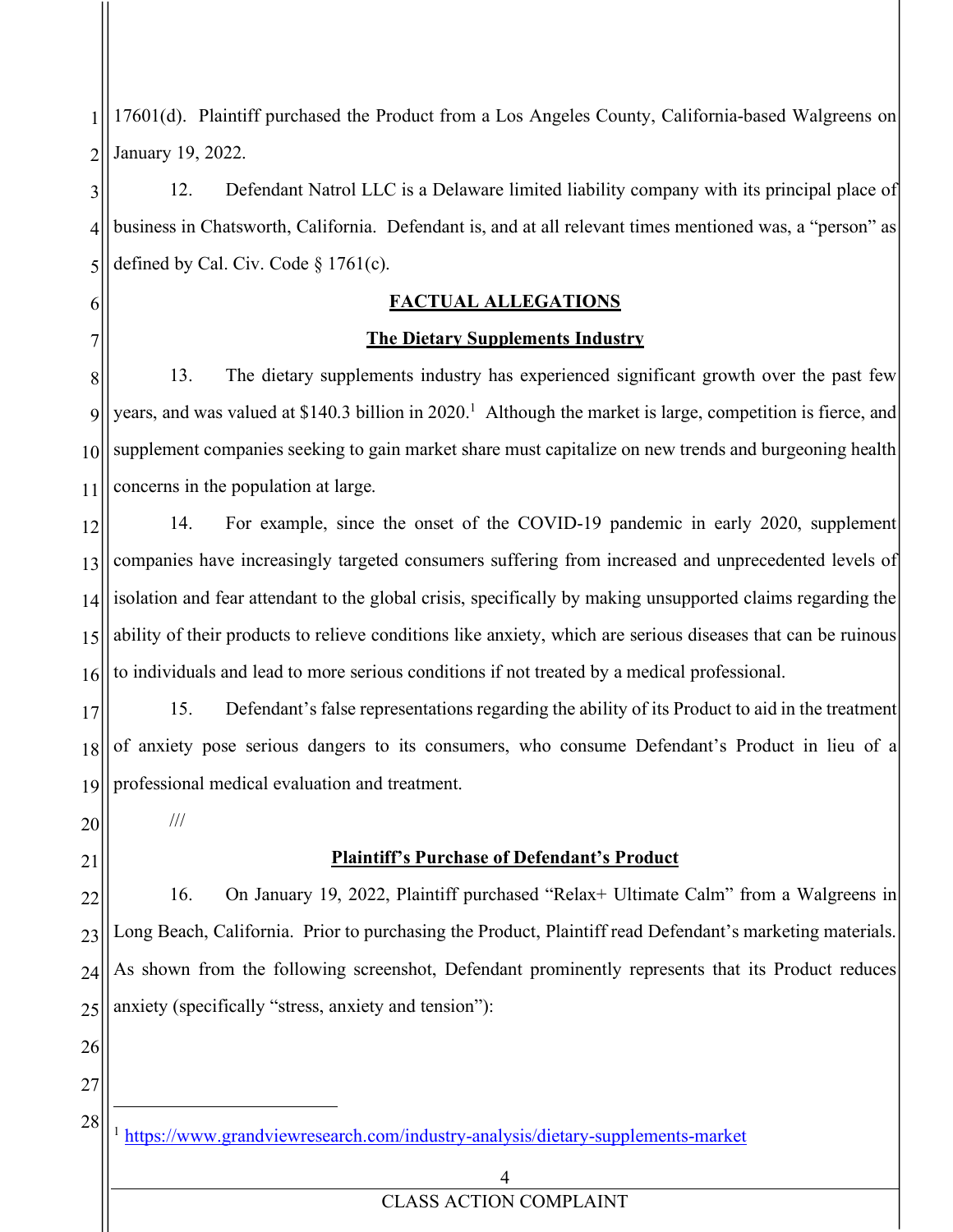17601(d). Plaintiff purchased the Product from a Los Angeles County, California-based Walgreens on January 19, 2022.

12. Defendant Natrol LLC is a Delaware limited liability company with its principal place of business in Chatsworth, California. Defendant is, and at all relevant times mentioned was, a "person" as defined by Cal. Civ. Code § 1761(c).

## FACTUAL ALLEGATIONS

### The Dietary Supplements Industry

13. The dietary supplements industry has experienced significant growth over the past few years, and was valued at $140.3 billion in 2020.[1] Although the market is large, competition is fierce, and supplement companies seeking to gain market share must capitalize on new trends and burgeoning health concerns in the population at large.

14. For example, since the onset of the COVID-19 pandemic in early 2020, supplement companies have increasingly targeted consumers suffering from increased and unprecedented levels of isolation and fear attendant to the global crisis, specifically by making unsupported claims regarding the ability of their products to relieve conditions like anxiety, which are serious diseases that can be ruinous to individuals and lead to more serious conditions if not treated by a medical professional.

15. Defendant's false representations regarding the ability of its Product to aid in the treatment of anxiety pose serious dangers to its consumers, who consume Defendant's Product in lieu of a professional medical evaluation and treatment.

///

### Plaintiff's Purchase of Defendant's Product

16. On January 19, 2022, Plaintiff purchased "Relax+ Ultimate Calm" from a Walgreens in Long Beach, California. Prior to purchasing the Product, Plaintiff read Defendant's marketing materials. As shown from the following screenshot, Defendant prominently represents that its Product reduces anxiety (specifically "stress, anxiety and tension"):

[1] https://www.grandviewresearch.com/industry-analysis/dietary-supplements-market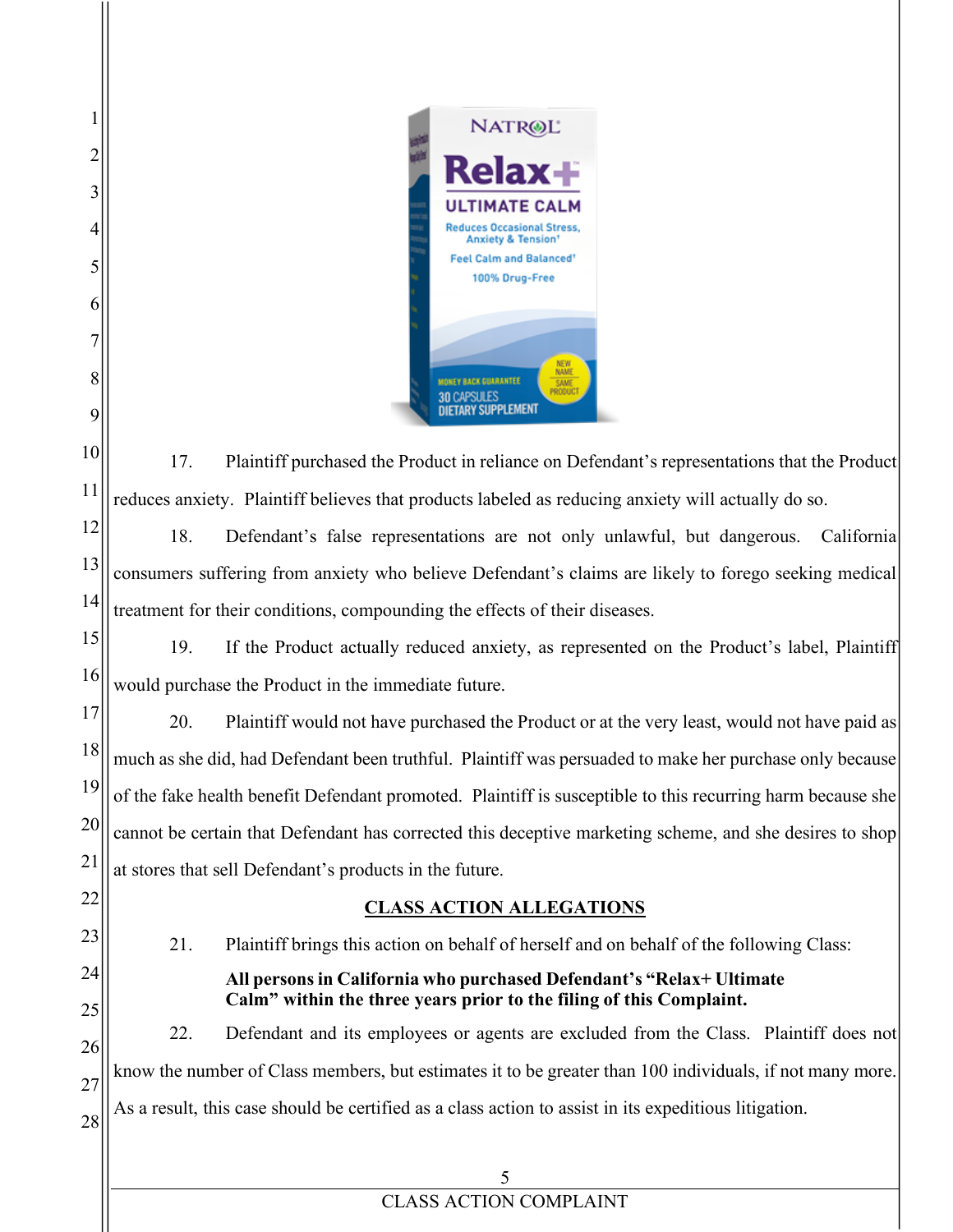17. Plaintiff purchased the Product in reliance on Defendant's representations that the Product reduces anxiety. Plaintiff believes that products labeled as reducing anxiety will actually do so.

18. Defendant's false representations are not only unlawful, but dangerous. California consumers suffering from anxiety who believe Defendant's claims are likely to forego seeking medical treatment for their conditions, compounding the effects of their diseases.

19. If the Product actually reduced anxiety, as represented on the Product's label, Plaintiff would purchase the Product in the immediate future.

20. Plaintiff would not have purchased the Product or at the very least, would not have paid as much as she did, had Defendant been truthful. Plaintiff was persuaded to make her purchase only because of the fake health benefit Defendant promoted. Plaintiff is susceptible to this recurring harm because she cannot be certain that Defendant has corrected this deceptive marketing scheme, and she desires to shop at stores that sell Defendant's products in the future.

## CLASS ACTION ALLEGATIONS

21. Plaintiff brings this action on behalf of herself and on behalf of the following Class:

> **All persons in California who purchased Defendant's "Relax+ Ultimate Calm" within the three years prior to the filing of this Complaint.**

22. Defendant and its employees or agents are excluded from the Class. Plaintiff does not know the number of Class members, but estimates it to be greater than 100 individuals, if not many more. As a result, this case should be certified as a class action to assist in its expeditious litigation.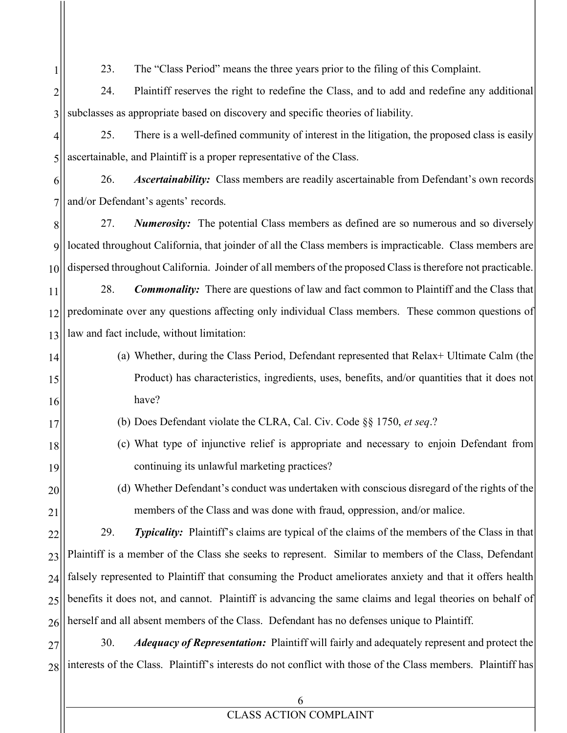23. The "Class Period" means the three years prior to the filing of this Complaint.

24. Plaintiff reserves the right to redefine the Class, and to add and redefine any additional subclasses as appropriate based on discovery and specific theories of liability.

25. There is a well-defined community of interest in the litigation, the proposed class is easily ascertainable, and Plaintiff is a proper representative of the Class.

26. ***Ascertainability:*** Class members are readily ascertainable from Defendant's own records and/or Defendant's agents' records.

27. ***Numerosity:*** The potential Class members as defined are so numerous and so diversely located throughout California, that joinder of all the Class members is impracticable. Class members are dispersed throughout California. Joinder of all members of the proposed Class is therefore not practicable.

28. ***Commonality:*** There are questions of law and fact common to Plaintiff and the Class that predominate over any questions affecting only individual Class members. These common questions of law and fact include, without limitation:

(a) Whether, during the Class Period, Defendant represented that Relax+ Ultimate Calm (the Product) has characteristics, ingredients, uses, benefits, and/or quantities that it does not have?

(b) Does Defendant violate the CLRA, Cal. Civ. Code §§ 1750, *et seq*.?

(c) What type of injunctive relief is appropriate and necessary to enjoin Defendant from continuing its unlawful marketing practices?

(d) Whether Defendant's conduct was undertaken with conscious disregard of the rights of the members of the Class and was done with fraud, oppression, and/or malice.

29. ***Typicality:*** Plaintiff's claims are typical of the claims of the members of the Class in that Plaintiff is a member of the Class she seeks to represent. Similar to members of the Class, Defendant falsely represented to Plaintiff that consuming the Product ameliorates anxiety and that it offers health benefits it does not, and cannot. Plaintiff is advancing the same claims and legal theories on behalf of herself and all absent members of the Class. Defendant has no defenses unique to Plaintiff.

30. ***Adequacy of Representation:*** Plaintiff will fairly and adequately represent and protect the interests of the Class. Plaintiff's interests do not conflict with those of the Class members. Plaintiff has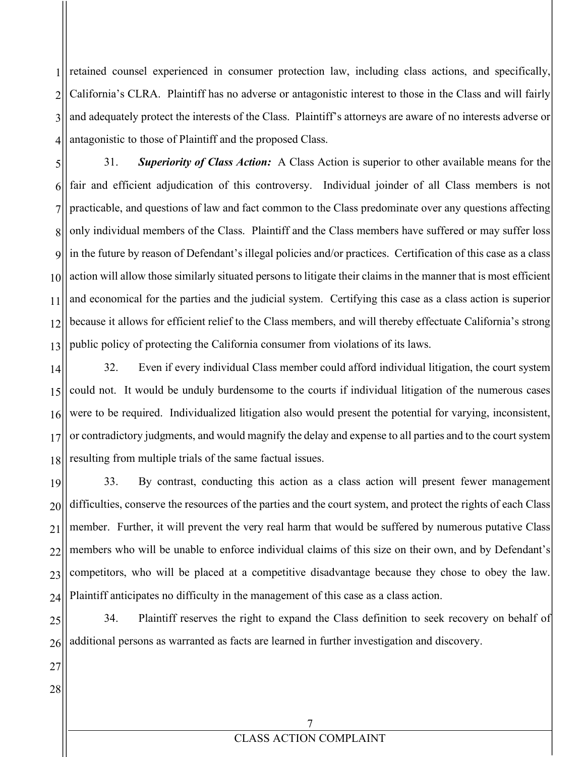retained counsel experienced in consumer protection law, including class actions, and specifically, California's CLRA. Plaintiff has no adverse or antagonistic interest to those in the Class and will fairly and adequately protect the interests of the Class. Plaintiff's attorneys are aware of no interests adverse or antagonistic to those of Plaintiff and the proposed Class.

31. ***Superiority of Class Action:*** A Class Action is superior to other available means for the fair and efficient adjudication of this controversy. Individual joinder of all Class members is not practicable, and questions of law and fact common to the Class predominate over any questions affecting only individual members of the Class. Plaintiff and the Class members have suffered or may suffer loss in the future by reason of Defendant's illegal policies and/or practices. Certification of this case as a class action will allow those similarly situated persons to litigate their claims in the manner that is most efficient and economical for the parties and the judicial system. Certifying this case as a class action is superior because it allows for efficient relief to the Class members, and will thereby effectuate California's strong public policy of protecting the California consumer from violations of its laws.

32. Even if every individual Class member could afford individual litigation, the court system could not. It would be unduly burdensome to the courts if individual litigation of the numerous cases were to be required. Individualized litigation also would present the potential for varying, inconsistent, or contradictory judgments, and would magnify the delay and expense to all parties and to the court system resulting from multiple trials of the same factual issues.

33. By contrast, conducting this action as a class action will present fewer management difficulties, conserve the resources of the parties and the court system, and protect the rights of each Class member. Further, it will prevent the very real harm that would be suffered by numerous putative Class members who will be unable to enforce individual claims of this size on their own, and by Defendant's competitors, who will be placed at a competitive disadvantage because they chose to obey the law. Plaintiff anticipates no difficulty in the management of this case as a class action.

34. Plaintiff reserves the right to expand the Class definition to seek recovery on behalf of additional persons as warranted as facts are learned in further investigation and discovery.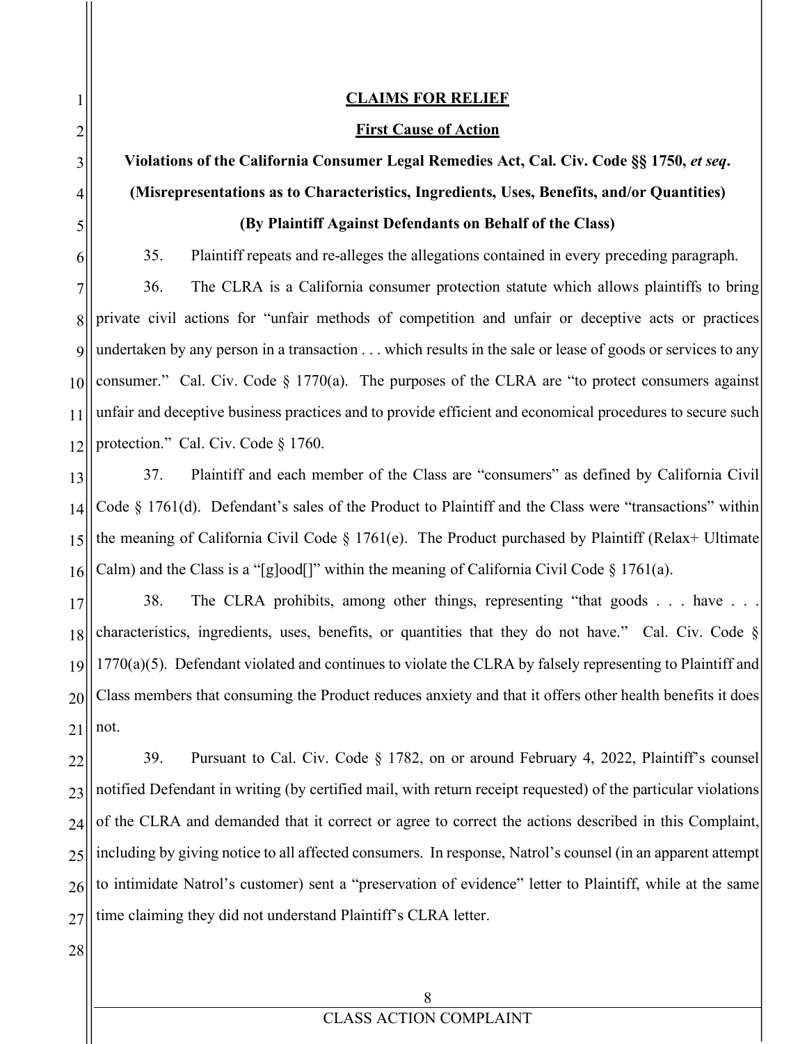**CLAIMS FOR RELIEF**

**First Cause of Action**

**Violations of the California Consumer Legal Remedies Act, Cal. Civ. Code §§ 1750, *et seq*.**

**(Misrepresentations as to Characteristics, Ingredients, Uses, Benefits, and/or Quantities)**

**(By Plaintiff Against Defendants on Behalf of the Class)**

35. Plaintiff repeats and re-alleges the allegations contained in every preceding paragraph.

36. The CLRA is a California consumer protection statute which allows plaintiffs to bring private civil actions for "unfair methods of competition and unfair or deceptive acts or practices undertaken by any person in a transaction . . . which results in the sale or lease of goods or services to any consumer." Cal. Civ. Code § 1770(a). The purposes of the CLRA are "to protect consumers against unfair and deceptive business practices and to provide efficient and economical procedures to secure such protection." Cal. Civ. Code § 1760.

37. Plaintiff and each member of the Class are "consumers" as defined by California Civil Code § 1761(d). Defendant's sales of the Product to Plaintiff and the Class were "transactions" within the meaning of California Civil Code § 1761(e). The Product purchased by Plaintiff (Relax+ Ultimate Calm) and the Class is a "[g]ood[]" within the meaning of California Civil Code § 1761(a).

38. The CLRA prohibits, among other things, representing "that goods . . . have . . . characteristics, ingredients, uses, benefits, or quantities that they do not have." Cal. Civ. Code § 1770(a)(5). Defendant violated and continues to violate the CLRA by falsely representing to Plaintiff and Class members that consuming the Product reduces anxiety and that it offers other health benefits it does not.

39. Pursuant to Cal. Civ. Code § 1782, on or around February 4, 2022, Plaintiff's counsel notified Defendant in writing (by certified mail, with return receipt requested) of the particular violations of the CLRA and demanded that it correct or agree to correct the actions described in this Complaint, including by giving notice to all affected consumers. In response, Natrol's counsel (in an apparent attempt to intimidate Natrol's customer) sent a "preservation of evidence" letter to Plaintiff, while at the same time claiming they did not understand Plaintiff's CLRA letter.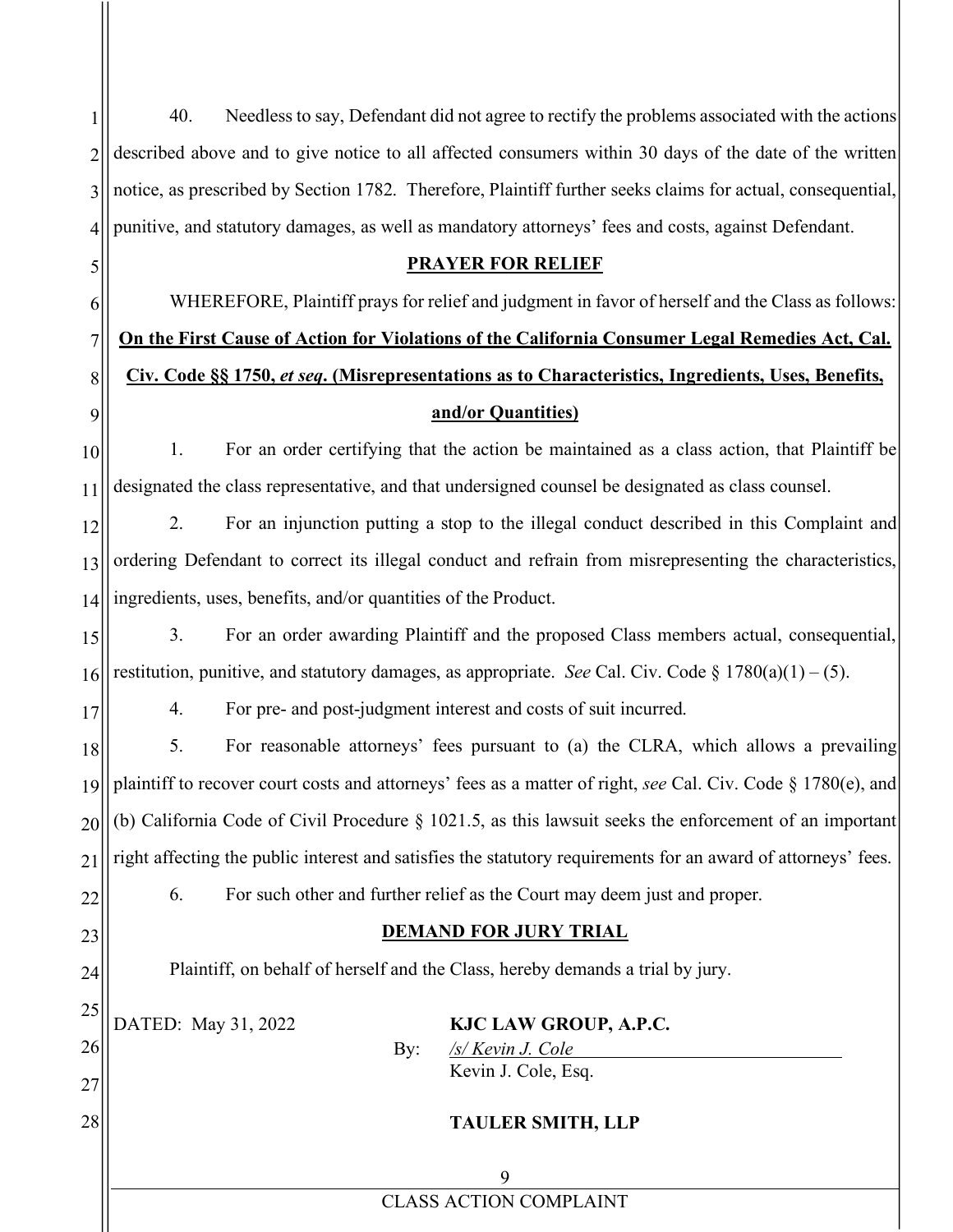40. Needless to say, Defendant did not agree to rectify the problems associated with the actions described above and to give notice to all affected consumers within 30 days of the date of the written notice, as prescribed by Section 1782. Therefore, Plaintiff further seeks claims for actual, consequential, punitive, and statutory damages, as well as mandatory attorneys' fees and costs, against Defendant.

## PRAYER FOR RELIEF

WHEREFORE, Plaintiff prays for relief and judgment in favor of herself and the Class as follows:

**On the First Cause of Action for Violations of the California Consumer Legal Remedies Act, Cal. Civ. Code §§ 1750, *et seq*. (Misrepresentations as to Characteristics, Ingredients, Uses, Benefits, and/or Quantities)**

1. For an order certifying that the action be maintained as a class action, that Plaintiff be designated the class representative, and that undersigned counsel be designated as class counsel.

2. For an injunction putting a stop to the illegal conduct described in this Complaint and ordering Defendant to correct its illegal conduct and refrain from misrepresenting the characteristics, ingredients, uses, benefits, and/or quantities of the Product.

3. For an order awarding Plaintiff and the proposed Class members actual, consequential, restitution, punitive, and statutory damages, as appropriate. *See* Cal. Civ. Code § 1780(a)(1) – (5).

4. For pre- and post-judgment interest and costs of suit incurred.

5. For reasonable attorneys' fees pursuant to (a) the CLRA, which allows a prevailing plaintiff to recover court costs and attorneys' fees as a matter of right, *see* Cal. Civ. Code § 1780(e), and (b) California Code of Civil Procedure § 1021.5, as this lawsuit seeks the enforcement of an important right affecting the public interest and satisfies the statutory requirements for an award of attorneys' fees.

6. For such other and further relief as the Court may deem just and proper.

## DEMAND FOR JURY TRIAL

Plaintiff, on behalf of herself and the Class, hereby demands a trial by jury.

DATED: May 31, 2022

**KJC LAW GROUP, A.P.C.**

By: */s/ Kevin J. Cole*
Kevin J. Cole, Esq.

**TAULER SMITH, LLP**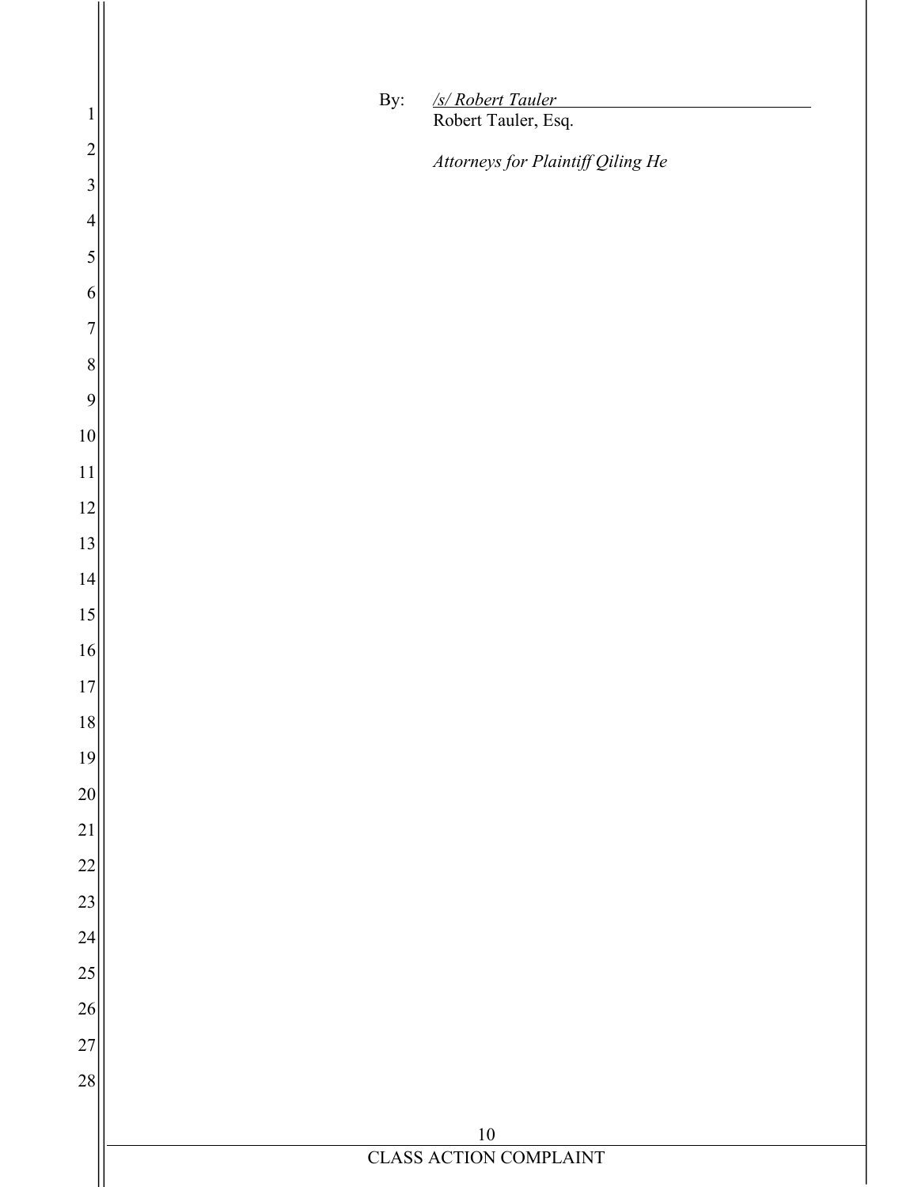By: */s/ Robert Tauler*

Robert Tauler, Esq.

*Attorneys for Plaintiff Qiling He*